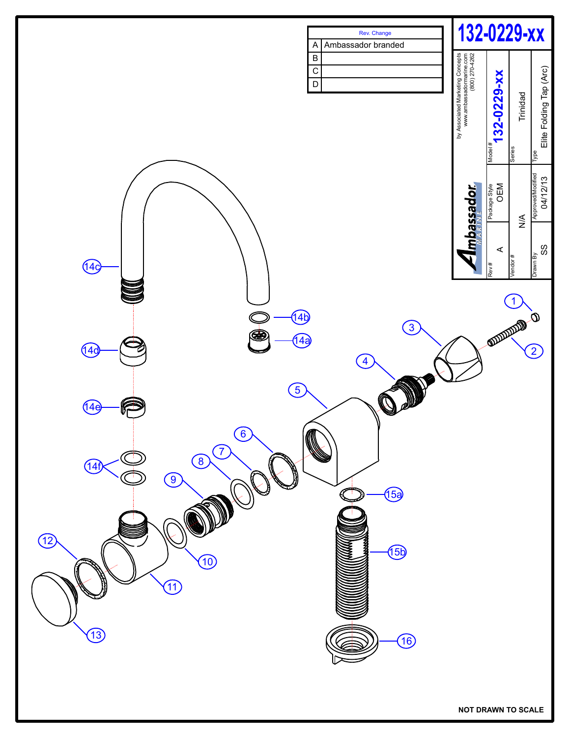# 132-0229-xx

| Rev. | Change |
| --- | --- |
| A | Ambassador branded |
| B | |
| C | |
| D | |

by Associated Marketing Concepts
www.ambassadormarine.com
(800) 270-4262

Ambassador MARINE

| Model # | 132-0229-xx |
| --- | --- |
| Series | Trinidad |
| Type | Elite Folding Tap (Arc) |
| Rev # | A |
| Package Style | OEM |
| Vendor # | N/A |
| Drawn By | SS |
| Approved/Modified | 04/12/13 |

1, 2, 3, 4, 5, 6, 7, 8, 9, 10, 11, 12, 13, 14a, 14b, 14c, 14d, 14e, 14f, 15a, 15b, 16

**NOT DRAWN TO SCALE**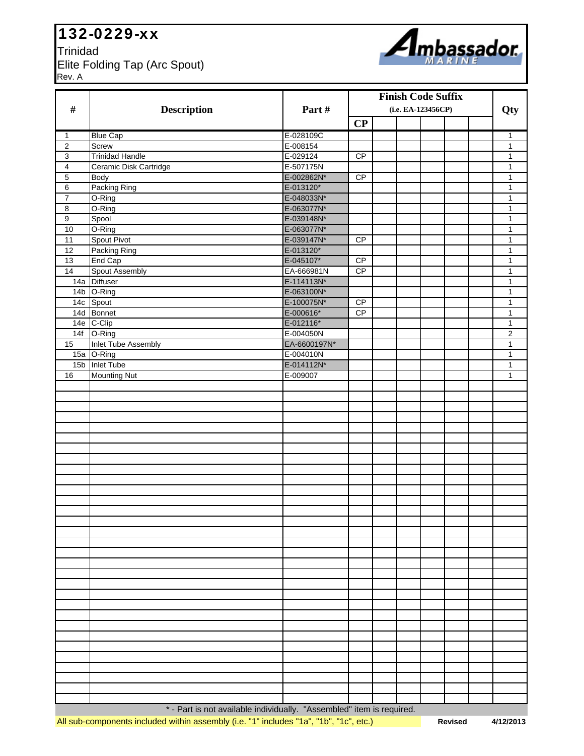# 132-0229-xx

Trinidad

Elite Folding Tap (Arc Spout)

Rev. A

Ambassador MARINE

| # | Description | Part # | Finish Code Suffix (i.e. EA-123456CP) | | | | | | Qty |
|---|---|---|---|---|---|---|---|---|---|
| | | | CP | | | | | | |
| 1 | Blue Cap | E-028109C | | | | | | | 1 |
| 2 | Screw | E-008154 | | | | | | | 1 |
| 3 | Trinidad Handle | E-029124 | CP | | | | | | 1 |
| 4 | Ceramic Disk Cartridge | E-507175N | | | | | | | 1 |
| 5 | Body | E-002862N* | CP | | | | | | 1 |
| 6 | Packing Ring | E-013120* | | | | | | | 1 |
| 7 | O-Ring | E-048033N* | | | | | | | 1 |
| 8 | O-Ring | E-063077N* | | | | | | | 1 |
| 9 | Spool | E-039148N* | | | | | | | 1 |
| 10 | O-Ring | E-063077N* | | | | | | | 1 |
| 11 | Spout Pivot | E-039147N* | CP | | | | | | 1 |
| 12 | Packing Ring | E-013120* | | | | | | | 1 |
| 13 | End Cap | E-045107* | CP | | | | | | 1 |
| 14 | Spout Assembly | EA-666981N | CP | | | | | | 1 |
| 14a | Diffuser | E-114113N* | | | | | | | 1 |
| 14b | O-Ring | E-063100N* | | | | | | | 1 |
| 14c | Spout | E-100075N* | CP | | | | | | 1 |
| 14d | Bonnet | E-000616* | CP | | | | | | 1 |
| 14e | C-Clip | E-012116* | | | | | | | 1 |
| 14f | O-Ring | E-004050N | | | | | | | 2 |
| 15 | Inlet Tube Assembly | EA-6600197N* | | | | | | | 1 |
| 15a | O-Ring | E-004010N | | | | | | | 1 |
| 15b | Inlet Tube | E-014112N* | | | | | | | 1 |
| 16 | Mounting Nut | E-009007 | | | | | | | 1 |

\* - Part is not available individually. "Assembled" item is required.

All sub-components included within assembly (i.e. "1" includes "1a", "1b", "1c", etc.)

**Revised** **4/12/2013**